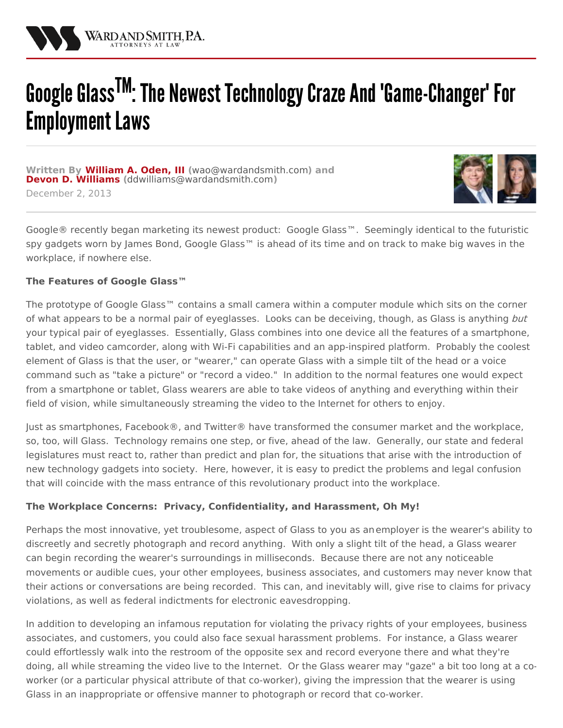# Google Glass™: The Newest Technology Craze And 'Game-Changer' For Employment Laws

**Written By William A. Oden, III (wao@wardandsmith.com) and Devon D. Williams (ddwilliams@wardandsmith.com)**

December 2, 2013

Google® recently began marketing its newest product: Google Glass™. Seemingly identical to the futuristic spy gadgets worn by James Bond, Google Glass™ is ahead of its time and on track to make big waves in the workplace, if nowhere else.

**The Features of Google Glass™**

The prototype of Google Glass™ contains a small camera within a computer module which sits on the corner of what appears to be a normal pair of eyeglasses. Looks can be deceiving, though, as Glass is anything *but* your typical pair of eyeglasses. Essentially, Glass combines into one device all the features of a smartphone, tablet, and video camcorder, along with Wi-Fi capabilities and an app-inspired platform. Probably the coolest element of Glass is that the user, or "wearer," can operate Glass with a simple tilt of the head or a voice command such as "take a picture" or "record a video." In addition to the normal features one would expect from a smartphone or tablet, Glass wearers are able to take videos of anything and everything within their field of vision, while simultaneously streaming the video to the Internet for others to enjoy.

Just as smartphones, Facebook®, and Twitter® have transformed the consumer market and the workplace, so, too, will Glass. Technology remains one step, or five, ahead of the law. Generally, our state and federal legislatures must react to, rather than predict and plan for, the situations that arise with the introduction of new technology gadgets into society. Here, however, it is easy to predict the problems and legal confusion that will coincide with the mass entrance of this revolutionary product into the workplace.

**The Workplace Concerns: Privacy, Confidentiality, and Harassment, Oh My!**

Perhaps the most innovative, yet troublesome, aspect of Glass to you as an employer is the wearer's ability to discreetly and secretly photograph and record anything. With only a slight tilt of the head, a Glass wearer can begin recording the wearer's surroundings in milliseconds. Because there are not any noticeable movements or audible cues, your other employees, business associates, and customers may never know that their actions or conversations are being recorded. This can, and inevitably will, give rise to claims for privacy violations, as well as federal indictments for electronic eavesdropping.

In addition to developing an infamous reputation for violating the privacy rights of your employees, business associates, and customers, you could also face sexual harassment problems. For instance, a Glass wearer could effortlessly walk into the restroom of the opposite sex and record everyone there and what they're doing, all while streaming the video live to the Internet. Or the Glass wearer may "gaze" a bit too long at a co-worker (or a particular physical attribute of that co-worker), giving the impression that the wearer is using Glass in an inappropriate or offensive manner to photograph or record that co-worker.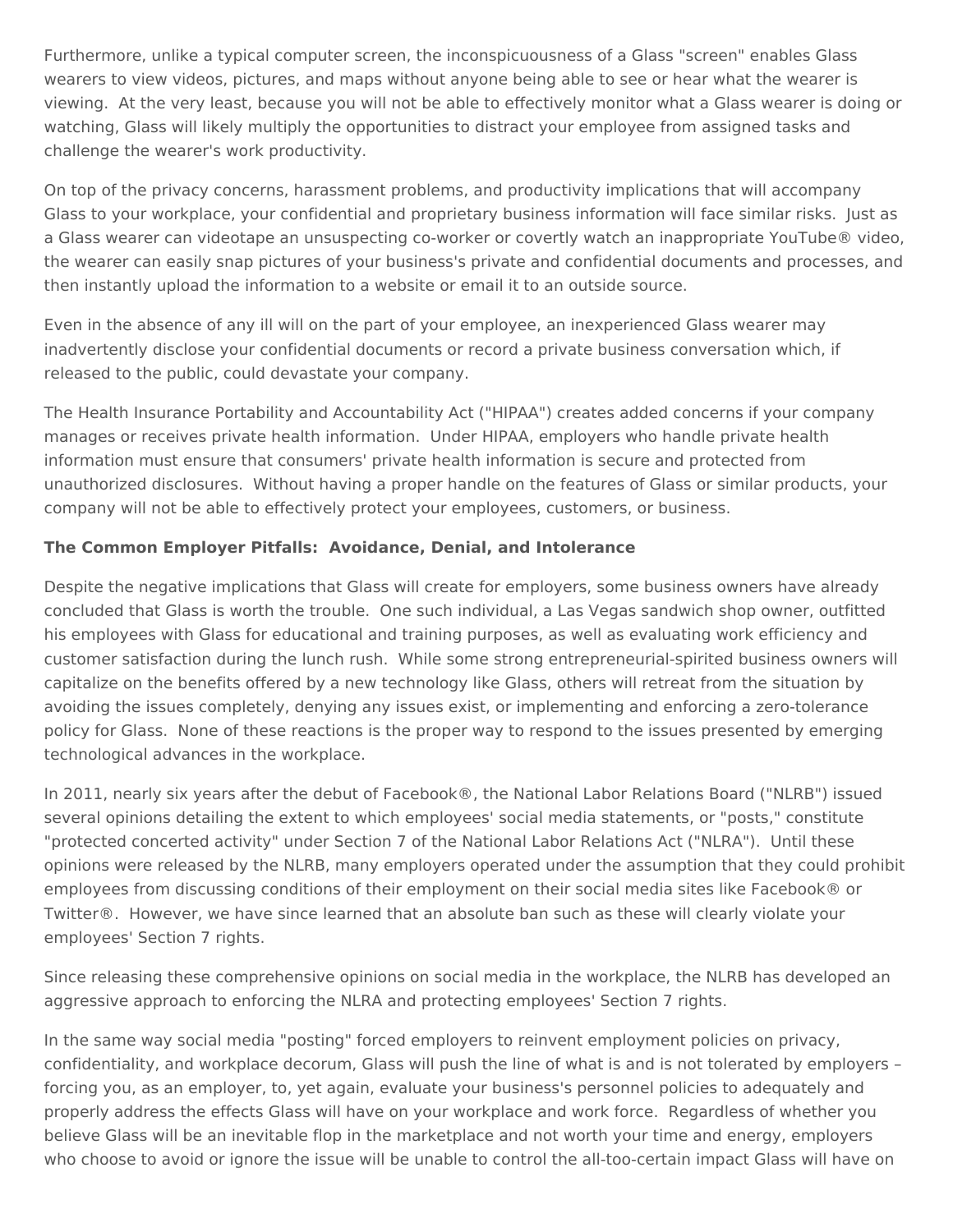Furthermore, unlike a typical computer screen, the inconspicuousness of a Glass "screen" enables Glass wearers to view videos, pictures, and maps without anyone being able to see or hear what the wearer is viewing. At the very least, because you will not be able to effectively monitor what a Glass wearer is doing or watching, Glass will likely multiply the opportunities to distract your employee from assigned tasks and challenge the wearer's work productivity.

On top of the privacy concerns, harassment problems, and productivity implications that will accompany Glass to your workplace, your confidential and proprietary business information will face similar risks. Just as a Glass wearer can videotape an unsuspecting co-worker or covertly watch an inappropriate YouTube® video, the wearer can easily snap pictures of your business's private and confidential documents and processes, and then instantly upload the information to a website or email it to an outside source.

Even in the absence of any ill will on the part of your employee, an inexperienced Glass wearer may inadvertently disclose your confidential documents or record a private business conversation which, if released to the public, could devastate your company.

The Health Insurance Portability and Accountability Act ("HIPAA") creates added concerns if your company manages or receives private health information. Under HIPAA, employers who handle private health information must ensure that consumers' private health information is secure and protected from unauthorized disclosures. Without having a proper handle on the features of Glass or similar products, your company will not be able to effectively protect your employees, customers, or business.

**The Common Employer Pitfalls: Avoidance, Denial, and Intolerance**

Despite the negative implications that Glass will create for employers, some business owners have already concluded that Glass is worth the trouble. One such individual, a Las Vegas sandwich shop owner, outfitted his employees with Glass for educational and training purposes, as well as evaluating work efficiency and customer satisfaction during the lunch rush. While some strong entrepreneurial-spirited business owners will capitalize on the benefits offered by a new technology like Glass, others will retreat from the situation by avoiding the issues completely, denying any issues exist, or implementing and enforcing a zero-tolerance policy for Glass. None of these reactions is the proper way to respond to the issues presented by emerging technological advances in the workplace.

In 2011, nearly six years after the debut of Facebook®, the National Labor Relations Board ("NLRB") issued several opinions detailing the extent to which employees' social media statements, or "posts," constitute "protected concerted activity" under Section 7 of the National Labor Relations Act ("NLRA"). Until these opinions were released by the NLRB, many employers operated under the assumption that they could prohibit employees from discussing conditions of their employment on their social media sites like Facebook® or Twitter®. However, we have since learned that an absolute ban such as these will clearly violate your employees' Section 7 rights.

Since releasing these comprehensive opinions on social media in the workplace, the NLRB has developed an aggressive approach to enforcing the NLRA and protecting employees' Section 7 rights.

In the same way social media "posting" forced employers to reinvent employment policies on privacy, confidentiality, and workplace decorum, Glass will push the line of what is and is not tolerated by employers – forcing you, as an employer, to, yet again, evaluate your business's personnel policies to adequately and properly address the effects Glass will have on your workplace and work force. Regardless of whether you believe Glass will be an inevitable flop in the marketplace and not worth your time and energy, employers who choose to avoid or ignore the issue will be unable to control the all-too-certain impact Glass will have on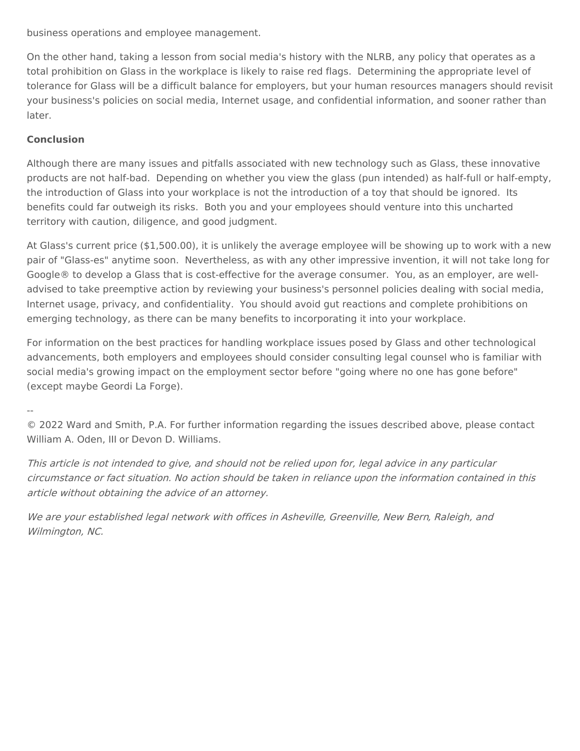business operations and employee management.

On the other hand, taking a lesson from social media's history with the NLRB, any policy that operates as a total prohibition on Glass in the workplace is likely to raise red flags. Determining the appropriate level of tolerance for Glass will be a difficult balance for employers, but your human resources managers should revisit your business's policies on social media, Internet usage, and confidential information, and sooner rather than later.

**Conclusion**

Although there are many issues and pitfalls associated with new technology such as Glass, these innovative products are not half-bad. Depending on whether you view the glass (pun intended) as half-full or half-empty, the introduction of Glass into your workplace is not the introduction of a toy that should be ignored. Its benefits could far outweigh its risks. Both you and your employees should venture into this uncharted territory with caution, diligence, and good judgment.

At Glass's current price ($1,500.00), it is unlikely the average employee will be showing up to work with a new pair of "Glass-es" anytime soon. Nevertheless, as with any other impressive invention, it will not take long for Google® to develop a Glass that is cost-effective for the average consumer. You, as an employer, are well-advised to take preemptive action by reviewing your business's personnel policies dealing with social media, Internet usage, privacy, and confidentiality. You should avoid gut reactions and complete prohibitions on emerging technology, as there can be many benefits to incorporating it into your workplace.

For information on the best practices for handling workplace issues posed by Glass and other technological advancements, both employers and employees should consider consulting legal counsel who is familiar with social media's growing impact on the employment sector before "going where no one has gone before" (except maybe Geordi La Forge).

--
© 2022 Ward and Smith, P.A. For further information regarding the issues described above, please contact William A. Oden, III or Devon D. Williams.

*This article is not intended to give, and should not be relied upon for, legal advice in any particular circumstance or fact situation. No action should be taken in reliance upon the information contained in this article without obtaining the advice of an attorney.*

*We are your established legal network with offices in Asheville, Greenville, New Bern, Raleigh, and Wilmington, NC.*